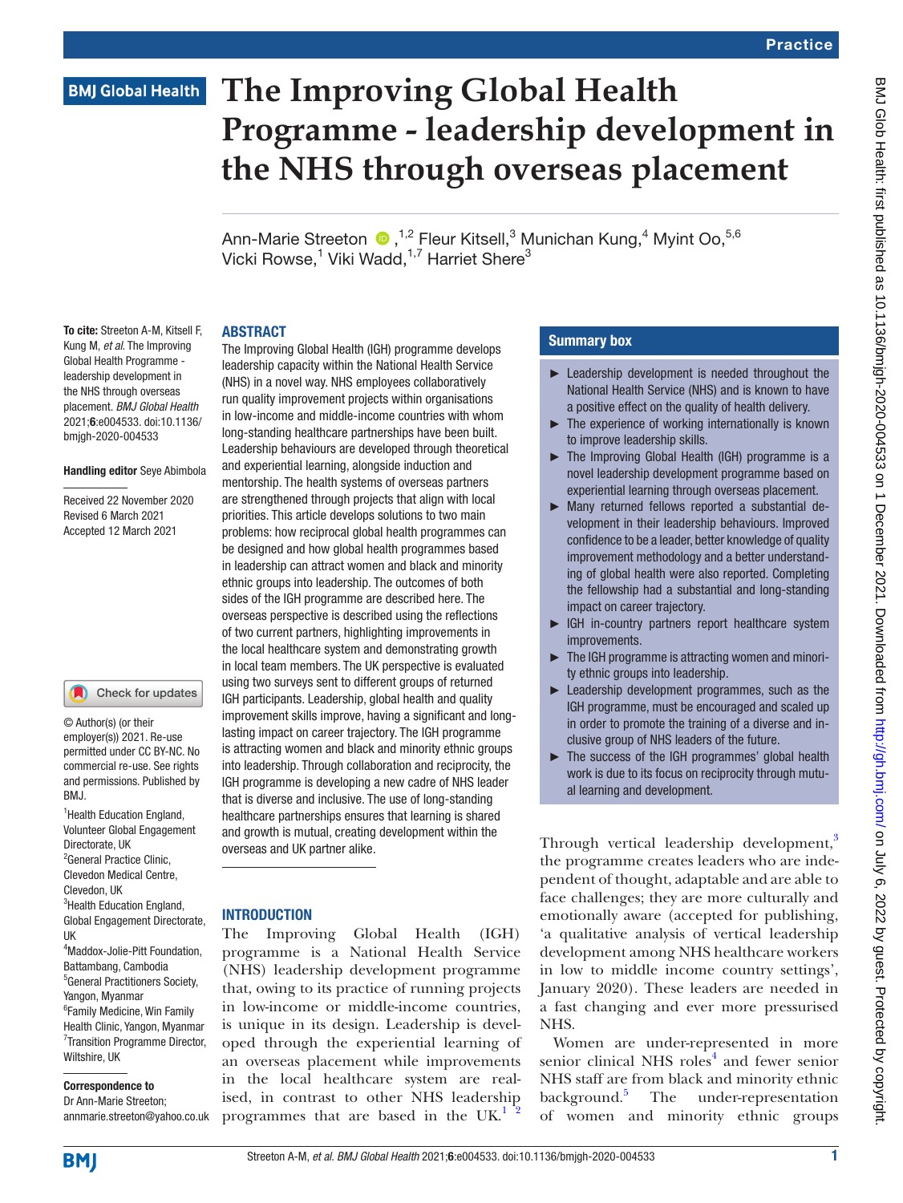# The Improving Global Health Programme - leadership development in the NHS through overseas placement

Ann-Marie Streeton [1,2], Fleur Kitsell,[3] Munichan Kung,[4] Myint Oo,[5,6] Vicki Rowse,[1] Viki Wadd,[1,7] Harriet Shere[3]

**To cite:** Streeton A-M, Kitsell F, Kung M, *et al*. The Improving Global Health Programme - leadership development in the NHS through overseas placement. *BMJ Global Health* 2021;**6**:e004533. doi:10.1136/bmjgh-2020-004533

**Handling editor** Seye Abimbola

Received 22 November 2020
Revised 6 March 2021
Accepted 12 March 2021

© Author(s) (or their employer(s)) 2021. Re-use permitted under CC BY-NC. No commercial re-use. See rights and permissions. Published by BMJ.

[1]Health Education England, Volunteer Global Engagement Directorate, UK
[2]General Practice Clinic, Clevedon Medical Centre, Clevedon, UK
[3]Health Education England, Global Engagement Directorate, UK
[4]Maddox-Jolie-Pitt Foundation, Battambang, Cambodia
[5]General Practitioners Society, Yangon, Myanmar
[6]Family Medicine, Win Family Health Clinic, Yangon, Myanmar
[7]Transition Programme Director, Wiltshire, UK

**Correspondence to**
Dr Ann-Marie Streeton;
annmarie.streeton@yahoo.co.uk

## ABSTRACT

The Improving Global Health (IGH) programme develops leadership capacity within the National Health Service (NHS) in a novel way. NHS employees collaboratively run quality improvement projects within organisations in low-income and middle-income countries with whom long-standing healthcare partnerships have been built. Leadership behaviours are developed through theoretical and experiential learning, alongside induction and mentorship. The health systems of overseas partners are strengthened through projects that align with local priorities. This article develops solutions to two main problems: how reciprocal global health programmes can be designed and how global health programmes based in leadership can attract women and black and minority ethnic groups into leadership. The outcomes of both sides of the IGH programme are described here. The overseas perspective is described using the reflections of two current partners, highlighting improvements in the local healthcare system and demonstrating growth in local team members. The UK perspective is evaluated using two surveys sent to different groups of returned IGH participants. Leadership, global health and quality improvement skills improve, having a significant and long-lasting impact on career trajectory. The IGH programme is attracting women and black and minority ethnic groups into leadership. Through collaboration and reciprocity, the IGH programme is developing a new cadre of NHS leader that is diverse and inclusive. The use of long-standing healthcare partnerships ensures that learning is shared and growth is mutual, creating development within the overseas and UK partner alike.

## Summary box

- Leadership development is needed throughout the National Health Service (NHS) and is known to have a positive effect on the quality of health delivery.
- The experience of working internationally is known to improve leadership skills.
- The Improving Global Health (IGH) programme is a novel leadership development programme based on experiential learning through overseas placement.
- Many returned fellows reported a substantial development in their leadership behaviours. Improved confidence to be a leader, better knowledge of quality improvement methodology and a better understanding of global health were also reported. Completing the fellowship had a substantial and long-standing impact on career trajectory.
- IGH in-country partners report healthcare system improvements.
- The IGH programme is attracting women and minority ethnic groups into leadership.
- Leadership development programmes, such as the IGH programme, must be encouraged and scaled up in order to promote the training of a diverse and inclusive group of NHS leaders of the future.
- The success of the IGH programmes' global health work is due to its focus on reciprocity through mutual learning and development.

## INTRODUCTION

The Improving Global Health (IGH) programme is a National Health Service (NHS) leadership development programme that, owing to its practice of running projects in low-income or middle-income countries, is unique in its design. Leadership is developed through the experiential learning of an overseas placement while improvements in the local healthcare system are realised, in contrast to other NHS leadership programmes that are based in the UK.[1 2]

Through vertical leadership development,[3] the programme creates leaders who are independent of thought, adaptable and are able to face challenges; they are more culturally and emotionally aware (accepted for publishing, 'a qualitative analysis of vertical leadership development among NHS healthcare workers in low to middle income country settings', January 2020). These leaders are needed in a fast changing and ever more pressurised NHS.

Women are under-represented in more senior clinical NHS roles[4] and fewer senior NHS staff are from black and minority ethnic background.[5] The under-representation of women and minority ethnic groups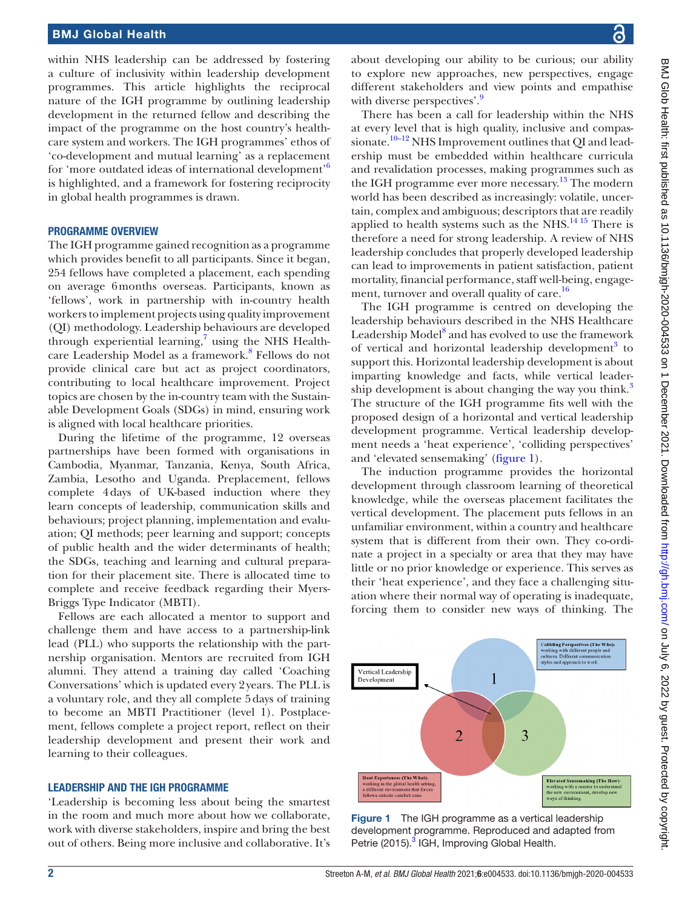within NHS leadership can be addressed by fostering a culture of inclusivity within leadership development programmes. This article highlights the reciprocal nature of the IGH programme by outlining leadership development in the returned fellow and describing the impact of the programme on the host country's healthcare system and workers. The IGH programmes' ethos of 'co-development and mutual learning' as a replacement for 'more outdated ideas of international development'[6] is highlighted, and a framework for fostering reciprocity in global health programmes is drawn.

## PROGRAMME OVERVIEW

The IGH programme gained recognition as a programme which provides benefit to all participants. Since it began, 254 fellows have completed a placement, each spending on average 6 months overseas. Participants, known as 'fellows', work in partnership with in-country health workers to implement projects using quality improvement (QI) methodology. Leadership behaviours are developed through experiential learning,[7] using the NHS Healthcare Leadership Model as a framework.[8] Fellows do not provide clinical care but act as project coordinators, contributing to local healthcare improvement. Project topics are chosen by the in-country team with the Sustainable Development Goals (SDGs) in mind, ensuring work is aligned with local healthcare priorities.

During the lifetime of the programme, 12 overseas partnerships have been formed with organisations in Cambodia, Myanmar, Tanzania, Kenya, South Africa, Zambia, Lesotho and Uganda. Preplacement, fellows complete 4 days of UK-based induction where they learn concepts of leadership, communication skills and behaviours; project planning, implementation and evaluation; QI methods; peer learning and support; concepts of public health and the wider determinants of health; the SDGs, teaching and learning and cultural preparation for their placement site. There is allocated time to complete and receive feedback regarding their Myers-Briggs Type Indicator (MBTI).

Fellows are each allocated a mentor to support and challenge them and have access to a partnership-link lead (PLL) who supports the relationship with the partnership organisation. Mentors are recruited from IGH alumni. They attend a training day called 'Coaching Conversations' which is updated every 2 years. The PLL is a voluntary role, and they all complete 5 days of training to become an MBTI Practitioner (level 1). Postplacement, fellows complete a project report, reflect on their leadership development and present their work and learning to their colleagues.

## LEADERSHIP AND THE IGH PROGRAMME

'Leadership is becoming less about being the smartest in the room and much more about how we collaborate, work with diverse stakeholders, inspire and bring the best out of others. Being more inclusive and collaborative. It's about developing our ability to be curious; our ability to explore new approaches, new perspectives, engage different stakeholders and view points and empathise with diverse perspectives'.[9]

There has been a call for leadership within the NHS at every level that is high quality, inclusive and compassionate.[10–12] NHS Improvement outlines that QI and leadership must be embedded within healthcare curricula and revalidation processes, making programmes such as the IGH programme ever more necessary.[13] The modern world has been described as increasingly: volatile, uncertain, complex and ambiguous; descriptors that are readily applied to health systems such as the NHS.[14 15] There is therefore a need for strong leadership. A review of NHS leadership concludes that properly developed leadership can lead to improvements in patient satisfaction, patient mortality, financial performance, staff well-being, engagement, turnover and overall quality of care.[16]

The IGH programme is centred on developing the leadership behaviours described in the NHS Healthcare Leadership Model[8] and has evolved to use the framework of vertical and horizontal leadership development[3] to support this. Horizontal leadership development is about imparting knowledge and facts, while vertical leadership development is about changing the way you think.[3] The structure of the IGH programme fits well with the proposed design of a horizontal and vertical leadership development programme. Vertical leadership development needs a 'heat experience', 'colliding perspectives' and 'elevated sensemaking' (figure 1).

The induction programme provides the horizontal development through classroom learning of theoretical knowledge, while the overseas placement facilitates the vertical development. The placement puts fellows in an unfamiliar environment, within a country and healthcare system that is different from their own. They co-ordinate a project in a specialty or area that they may have little or no prior knowledge or experience. This serves as their 'heat experience', and they face a challenging situation where their normal way of operating is inadequate, forcing them to consider new ways of thinking. The

Vertical Leadership Development

1 — Colliding Perspectives (The Who)- working with different people and cultures. Different communication styles and approach to work.

2 — Heat Experiences (The What)- working in the global health setting, a different environment that forces fellows outside comfort zone.

3 — Elevated Sensemaking (The How)- working with a mentor to understand the new environment, develop new ways of thinking.

Figure 1 The IGH programme as a vertical leadership development programme. Reproduced and adapted from Petrie (2015).[3] IGH, Improving Global Health.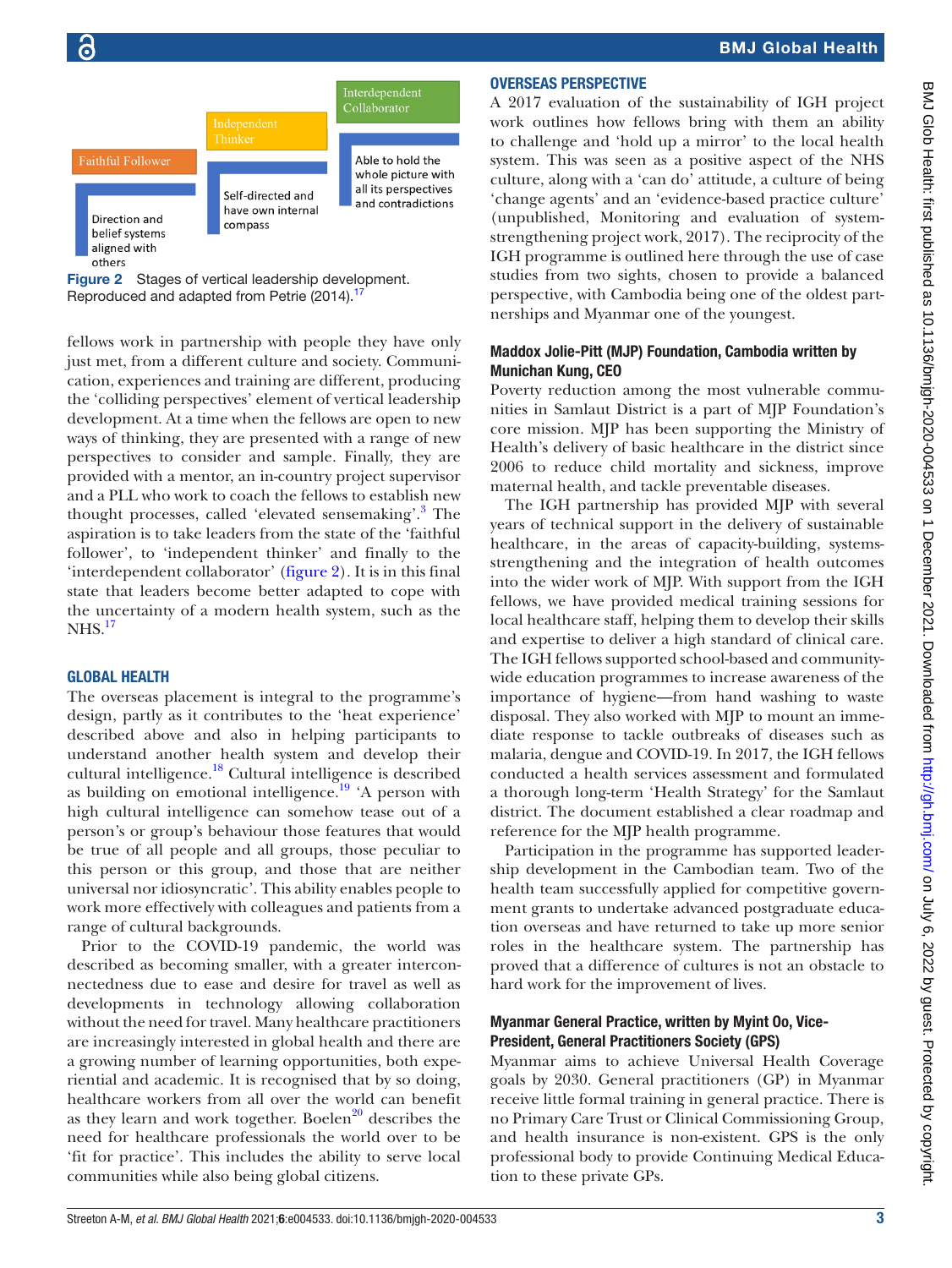Faithful Follower

Direction and belief systems aligned with others

Independent Thinker

Self-directed and have own internal compass

Interdependent Collaborator

Able to hold the whole picture with all its perspectives and contradictions

Figure 2 Stages of vertical leadership development. Reproduced and adapted from Petrie (2014).[17]

fellows work in partnership with people they have only just met, from a different culture and society. Communication, experiences and training are different, producing the 'colliding perspectives' element of vertical leadership development. At a time when the fellows are open to new ways of thinking, they are presented with a range of new perspectives to consider and sample. Finally, they are provided with a mentor, an in-country project supervisor and a PLL who work to coach the fellows to establish new thought processes, called 'elevated sensemaking'.[3] The aspiration is to take leaders from the state of the 'faithful follower', to 'independent thinker' and finally to the 'interdependent collaborator' (figure 2). It is in this final state that leaders become better adapted to cope with the uncertainty of a modern health system, such as the NHS.[17]

## GLOBAL HEALTH

The overseas placement is integral to the programme's design, partly as it contributes to the 'heat experience' described above and also in helping participants to understand another health system and develop their cultural intelligence.[18] Cultural intelligence is described as building on emotional intelligence.[19] 'A person with high cultural intelligence can somehow tease out of a person's or group's behaviour those features that would be true of all people and all groups, those peculiar to this person or this group, and those that are neither universal nor idiosyncratic'. This ability enables people to work more effectively with colleagues and patients from a range of cultural backgrounds.

Prior to the COVID-19 pandemic, the world was described as becoming smaller, with a greater interconnectedness due to ease and desire for travel as well as developments in technology allowing collaboration without the need for travel. Many healthcare practitioners are increasingly interested in global health and there are a growing number of learning opportunities, both experiential and academic. It is recognised that by so doing, healthcare workers from all over the world can benefit as they learn and work together. Boelen[20] describes the need for healthcare professionals the world over to be 'fit for practice'. This includes the ability to serve local communities while also being global citizens.

## OVERSEAS PERSPECTIVE

A 2017 evaluation of the sustainability of IGH project work outlines how fellows bring with them an ability to challenge and 'hold up a mirror' to the local health system. This was seen as a positive aspect of the NHS culture, along with a 'can do' attitude, a culture of being 'change agents' and an 'evidence-based practice culture' (unpublished, Monitoring and evaluation of system-strengthening project work, 2017). The reciprocity of the IGH programme is outlined here through the use of case studies from two sights, chosen to provide a balanced perspective, with Cambodia being one of the oldest partnerships and Myanmar one of the youngest.

### Maddox Jolie-Pitt (MJP) Foundation, Cambodia written by Munichan Kung, CEO

Poverty reduction among the most vulnerable communities in Samlaut District is a part of MJP Foundation's core mission. MJP has been supporting the Ministry of Health's delivery of basic healthcare in the district since 2006 to reduce child mortality and sickness, improve maternal health, and tackle preventable diseases.

The IGH partnership has provided MJP with several years of technical support in the delivery of sustainable healthcare, in the areas of capacity-building, systems-strengthening and the integration of health outcomes into the wider work of MJP. With support from the IGH fellows, we have provided medical training sessions for local healthcare staff, helping them to develop their skills and expertise to deliver a high standard of clinical care. The IGH fellows supported school-based and community-wide education programmes to increase awareness of the importance of hygiene—from hand washing to waste disposal. They also worked with MJP to mount an immediate response to tackle outbreaks of diseases such as malaria, dengue and COVID-19. In 2017, the IGH fellows conducted a health services assessment and formulated a thorough long-term 'Health Strategy' for the Samlaut district. The document established a clear roadmap and reference for the MJP health programme.

Participation in the programme has supported leadership development in the Cambodian team. Two of the health team successfully applied for competitive government grants to undertake advanced postgraduate education overseas and have returned to take up more senior roles in the healthcare system. The partnership has proved that a difference of cultures is not an obstacle to hard work for the improvement of lives.

### Myanmar General Practice, written by Myint Oo, Vice-President, General Practitioners Society (GPS)

Myanmar aims to achieve Universal Health Coverage goals by 2030. General practitioners (GP) in Myanmar receive little formal training in general practice. There is no Primary Care Trust or Clinical Commissioning Group, and health insurance is non-existent. GPS is the only professional body to provide Continuing Medical Education to these private GPs.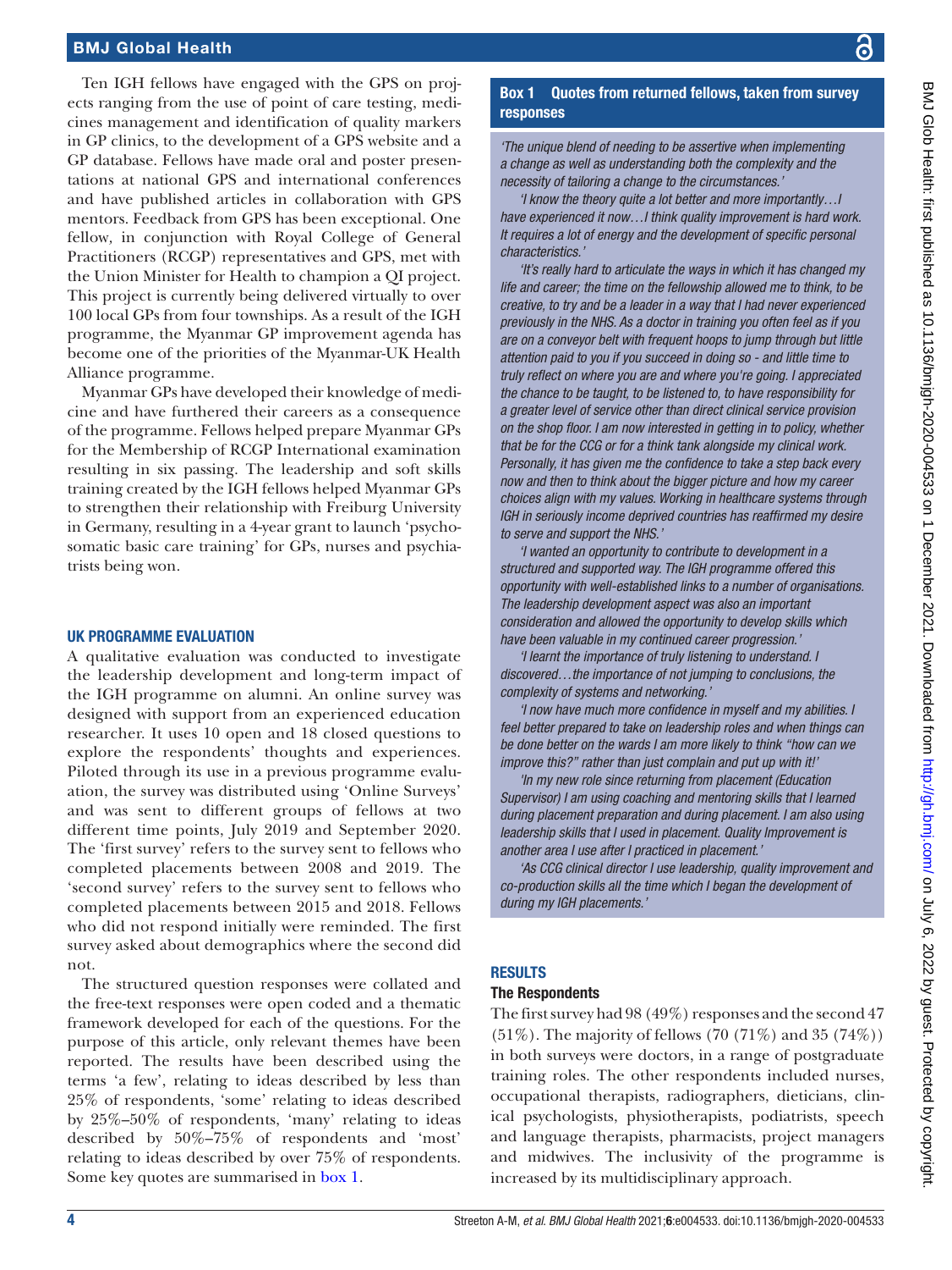Ten IGH fellows have engaged with the GPS on projects ranging from the use of point of care testing, medicines management and identification of quality markers in GP clinics, to the development of a GPS website and a GP database. Fellows have made oral and poster presentations at national GPS and international conferences and have published articles in collaboration with GPS mentors. Feedback from GPS has been exceptional. One fellow, in conjunction with Royal College of General Practitioners (RCGP) representatives and GPS, met with the Union Minister for Health to champion a QI project. This project is currently being delivered virtually to over 100 local GPs from four townships. As a result of the IGH programme, the Myanmar GP improvement agenda has become one of the priorities of the Myanmar-UK Health Alliance programme.

Myanmar GPs have developed their knowledge of medicine and have furthered their careers as a consequence of the programme. Fellows helped prepare Myanmar GPs for the Membership of RCGP International examination resulting in six passing. The leadership and soft skills training created by the IGH fellows helped Myanmar GPs to strengthen their relationship with Freiburg University in Germany, resulting in a 4-year grant to launch 'psychosomatic basic care training' for GPs, nurses and psychiatrists being won.

## UK PROGRAMME EVALUATION

A qualitative evaluation was conducted to investigate the leadership development and long-term impact of the IGH programme on alumni. An online survey was designed with support from an experienced education researcher. It uses 10 open and 18 closed questions to explore the respondents' thoughts and experiences. Piloted through its use in a previous programme evaluation, the survey was distributed using 'Online Surveys' and was sent to different groups of fellows at two different time points, July 2019 and September 2020. The 'first survey' refers to the survey sent to fellows who completed placements between 2008 and 2019. The 'second survey' refers to the survey sent to fellows who completed placements between 2015 and 2018. Fellows who did not respond initially were reminded. The first survey asked about demographics where the second did not.

The structured question responses were collated and the free-text responses were open coded and a thematic framework developed for each of the questions. For the purpose of this article, only relevant themes have been reported. The results have been described using the terms 'a few', relating to ideas described by less than 25% of respondents, 'some' relating to ideas described by 25%–50% of respondents, 'many' relating to ideas described by 50%–75% of respondents and 'most' relating to ideas described by over 75% of respondents. Some key quotes are summarised in box 1.

**Box 1 Quotes from returned fellows, taken from survey responses**

*'The unique blend of needing to be assertive when implementing a change as well as understanding both the complexity and the necessity of tailoring a change to the circumstances.'*

*'I know the theory quite a lot better and more importantly…I have experienced it now…I think quality improvement is hard work. It requires a lot of energy and the development of specific personal characteristics.'*

*'It's really hard to articulate the ways in which it has changed my life and career; the time on the fellowship allowed me to think, to be creative, to try and be a leader in a way that I had never experienced previously in the NHS. As a doctor in training you often feel as if you are on a conveyor belt with frequent hoops to jump through but little attention paid to you if you succeed in doing so - and little time to truly reflect on where you are and where you're going. I appreciated the chance to be taught, to be listened to, to have responsibility for a greater level of service other than direct clinical service provision on the shop floor. I am now interested in getting in to policy, whether that be for the CCG or for a think tank alongside my clinical work. Personally, it has given me the confidence to take a step back every now and then to think about the bigger picture and how my career choices align with my values. Working in healthcare systems through IGH in seriously income deprived countries has reaffirmed my desire to serve and support the NHS.'*

*'I wanted an opportunity to contribute to development in a structured and supported way. The IGH programme offered this opportunity with well-established links to a number of organisations. The leadership development aspect was also an important consideration and allowed the opportunity to develop skills which have been valuable in my continued career progression.'*

*'I learnt the importance of truly listening to understand. I discovered…the importance of not jumping to conclusions, the complexity of systems and networking.'*

*'I now have much more confidence in myself and my abilities. I feel better prepared to take on leadership roles and when things can be done better on the wards I am more likely to think "how can we improve this?" rather than just complain and put up with it!'*

*'In my new role since returning from placement (Education Supervisor) I am using coaching and mentoring skills that I learned during placement preparation and during placement. I am also using leadership skills that I used in placement. Quality Improvement is another area I use after I practiced in placement.'*

*'As CCG clinical director I use leadership, quality improvement and co-production skills all the time which I began the development of during my IGH placements.'*

## RESULTS

### The Respondents

The first survey had 98 (49%) responses and the second 47 (51%). The majority of fellows (70 (71%) and 35 (74%)) in both surveys were doctors, in a range of postgraduate training roles. The other respondents included nurses, occupational therapists, radiographers, dieticians, clinical psychologists, physiotherapists, podiatrists, speech and language therapists, pharmacists, project managers and midwives. The inclusivity of the programme is increased by its multidisciplinary approach.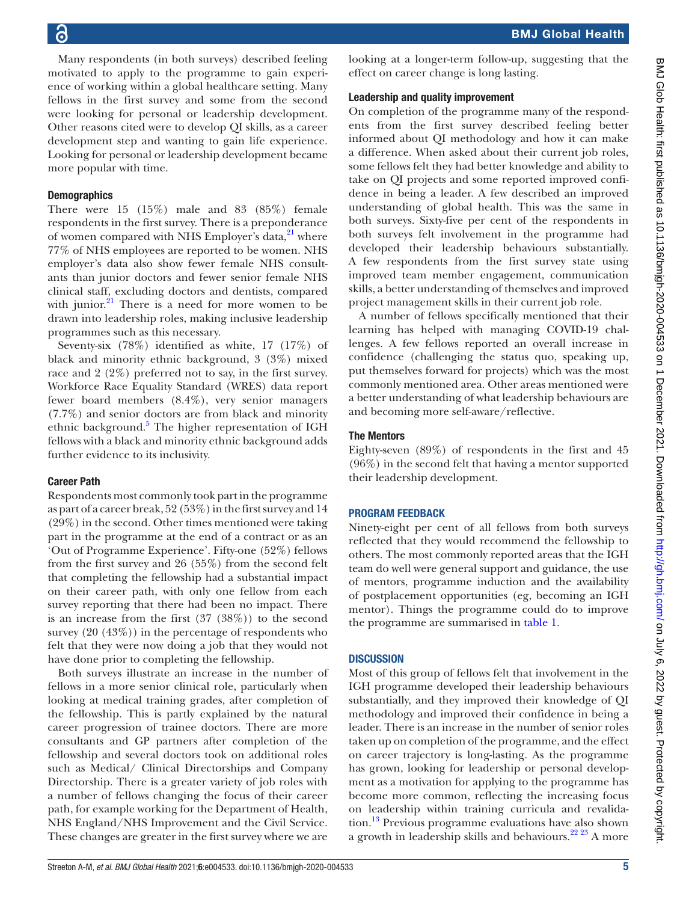Many respondents (in both surveys) described feeling motivated to apply to the programme to gain experience of working within a global healthcare setting. Many fellows in the first survey and some from the second were looking for personal or leadership development. Other reasons cited were to develop QI skills, as a career development step and wanting to gain life experience. Looking for personal or leadership development became more popular with time.

### Demographics

There were 15 (15%) male and 83 (85%) female respondents in the first survey. There is a preponderance of women compared with NHS Employer's data,[21] where 77% of NHS employees are reported to be women. NHS employer's data also show fewer female NHS consultants than junior doctors and fewer senior female NHS clinical staff, excluding doctors and dentists, compared with junior.[21] There is a need for more women to be drawn into leadership roles, making inclusive leadership programmes such as this necessary.

Seventy-six (78%) identified as white, 17 (17%) of black and minority ethnic background, 3 (3%) mixed race and 2 (2%) preferred not to say, in the first survey. Workforce Race Equality Standard (WRES) data report fewer board members (8.4%), very senior managers (7.7%) and senior doctors are from black and minority ethnic background.[5] The higher representation of IGH fellows with a black and minority ethnic background adds further evidence to its inclusivity.

### Career Path

Respondents most commonly took part in the programme as part of a career break, 52 (53%) in the first survey and 14 (29%) in the second. Other times mentioned were taking part in the programme at the end of a contract or as an 'Out of Programme Experience'. Fifty-one (52%) fellows from the first survey and 26 (55%) from the second felt that completing the fellowship had a substantial impact on their career path, with only one fellow from each survey reporting that there had been no impact. There is an increase from the first (37 (38%)) to the second survey (20 (43%)) in the percentage of respondents who felt that they were now doing a job that they would not have done prior to completing the fellowship.

Both surveys illustrate an increase in the number of fellows in a more senior clinical role, particularly when looking at medical training grades, after completion of the fellowship. This is partly explained by the natural career progression of trainee doctors. There are more consultants and GP partners after completion of the fellowship and several doctors took on additional roles such as Medical/ Clinical Directorships and Company Directorship. There is a greater variety of job roles with a number of fellows changing the focus of their career path, for example working for the Department of Health, NHS England/NHS Improvement and the Civil Service. These changes are greater in the first survey where we are looking at a longer-term follow-up, suggesting that the effect on career change is long lasting.

### Leadership and quality improvement

On completion of the programme many of the respondents from the first survey described feeling better informed about QI methodology and how it can make a difference. When asked about their current job roles, some fellows felt they had better knowledge and ability to take on QI projects and some reported improved confidence in being a leader. A few described an improved understanding of global health. This was the same in both surveys. Sixty-five per cent of the respondents in both surveys felt involvement in the programme had developed their leadership behaviours substantially. A few respondents from the first survey state using improved team member engagement, communication skills, a better understanding of themselves and improved project management skills in their current job role.

A number of fellows specifically mentioned that their learning has helped with managing COVID-19 challenges. A few fellows reported an overall increase in confidence (challenging the status quo, speaking up, put themselves forward for projects) which was the most commonly mentioned area. Other areas mentioned were a better understanding of what leadership behaviours are and becoming more self-aware/reflective.

### The Mentors

Eighty-seven (89%) of respondents in the first and 45 (96%) in the second felt that having a mentor supported their leadership development.

## PROGRAM FEEDBACK

Ninety-eight per cent of all fellows from both surveys reflected that they would recommend the fellowship to others. The most commonly reported areas that the IGH team do well were general support and guidance, the use of mentors, programme induction and the availability of postplacement opportunities (eg, becoming an IGH mentor). Things the programme could do to improve the programme are summarised in table 1.

## DISCUSSION

Most of this group of fellows felt that involvement in the IGH programme developed their leadership behaviours substantially, and they improved their knowledge of QI methodology and improved their confidence in being a leader. There is an increase in the number of senior roles taken up on completion of the programme, and the effect on career trajectory is long-lasting. As the programme has grown, looking for leadership or personal development as a motivation for applying to the programme has become more common, reflecting the increasing focus on leadership within training curricula and revalidation.[13] Previous programme evaluations have also shown a growth in leadership skills and behaviours.[22,23] A more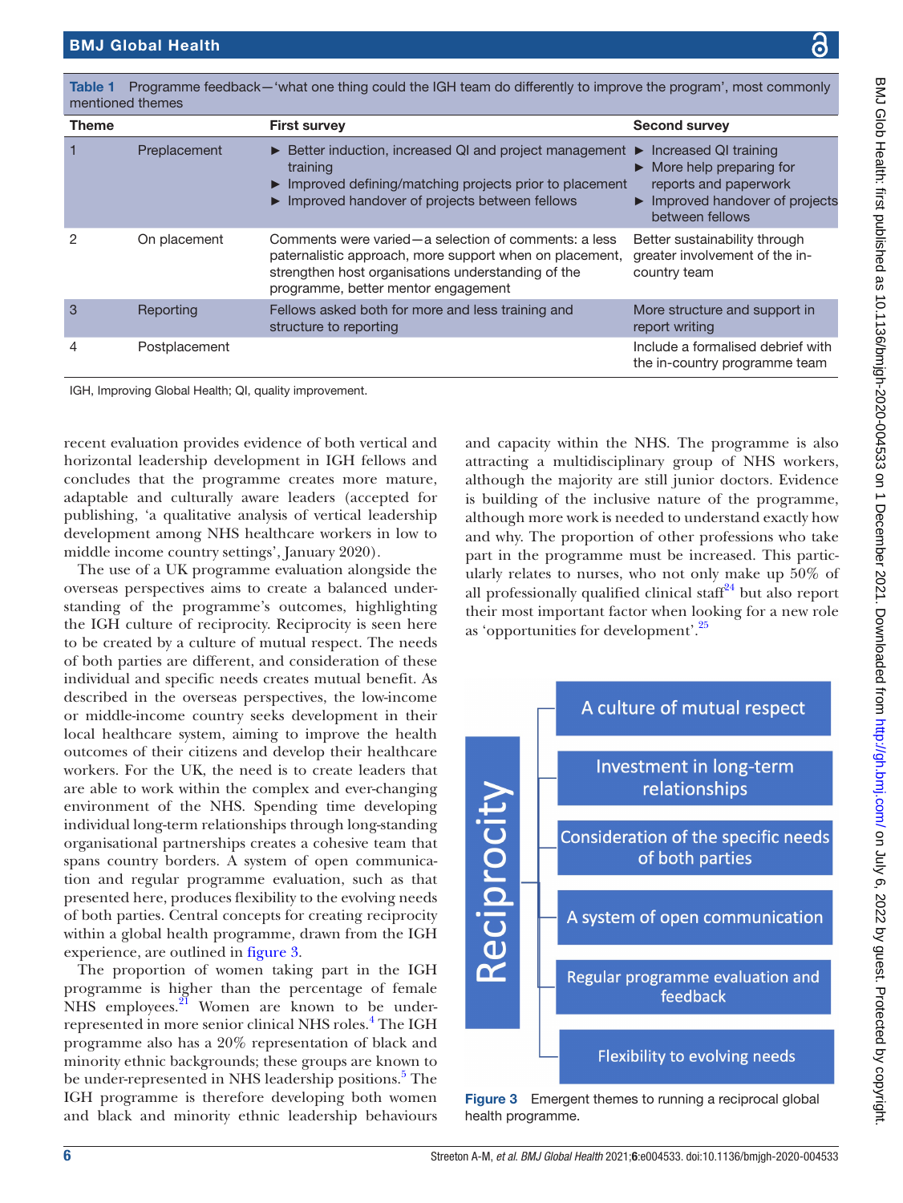**Table 1** Programme feedback—'what one thing could the IGH team do differently to improve the program', most commonly mentioned themes

| Theme | | First survey | Second survey |
|---|---|---|---|
| 1 | Preplacement | ► Better induction, increased QI and project management training<br>► Improved defining/matching projects prior to placement<br>► Improved handover of projects between fellows | ► Increased QI training<br>► More help preparing for reports and paperwork<br>► Improved handover of projects between fellows |
| 2 | On placement | Comments were varied—a selection of comments: a less paternalistic approach, more support when on placement, strengthen host organisations understanding of the programme, better mentor engagement | Better sustainability through greater involvement of the in-country team |
| 3 | Reporting | Fellows asked both for more and less training and structure to reporting | More structure and support in report writing |
| 4 | Postplacement | | Include a formalised debrief with the in-country programme team |

IGH, Improving Global Health; QI, quality improvement.

recent evaluation provides evidence of both vertical and horizontal leadership development in IGH fellows and concludes that the programme creates more mature, adaptable and culturally aware leaders (accepted for publishing, 'a qualitative analysis of vertical leadership development among NHS healthcare workers in low to middle income country settings', January 2020).

The use of a UK programme evaluation alongside the overseas perspectives aims to create a balanced understanding of the programme's outcomes, highlighting the IGH culture of reciprocity. Reciprocity is seen here to be created by a culture of mutual respect. The needs of both parties are different, and consideration of these individual and specific needs creates mutual benefit. As described in the overseas perspectives, the low-income or middle-income country seeks development in their local healthcare system, aiming to improve the health outcomes of their citizens and develop their healthcare workers. For the UK, the need is to create leaders that are able to work within the complex and ever-changing environment of the NHS. Spending time developing individual long-term relationships through long-standing organisational partnerships creates a cohesive team that spans country borders. A system of open communication and regular programme evaluation, such as that presented here, produces flexibility to the evolving needs of both parties. Central concepts for creating reciprocity within a global health programme, drawn from the IGH experience, are outlined in figure 3.

The proportion of women taking part in the IGH programme is higher than the percentage of female NHS employees.[21] Women are known to be under-represented in more senior clinical NHS roles.[4] The IGH programme also has a 20% representation of black and minority ethnic backgrounds; these groups are known to be under-represented in NHS leadership positions.[5] The IGH programme is therefore developing both women and black and minority ethnic leadership behaviours and capacity within the NHS. The programme is also attracting a multidisciplinary group of NHS workers, although the majority are still junior doctors. Evidence is building of the inclusive nature of the programme, although more work is needed to understand exactly how and why. The proportion of other professions who take part in the programme must be increased. This particularly relates to nurses, who not only make up 50% of all professionally qualified clinical staff[24] but also report their most important factor when looking for a new role as 'opportunities for development'.[25]

Reciprocity
- A culture of mutual respect
- Investment in long-term relationships
- Consideration of the specific needs of both parties
- A system of open communication
- Regular programme evaluation and feedback
- Flexibility to evolving needs

**Figure 3** Emergent themes to running a reciprocal global health programme.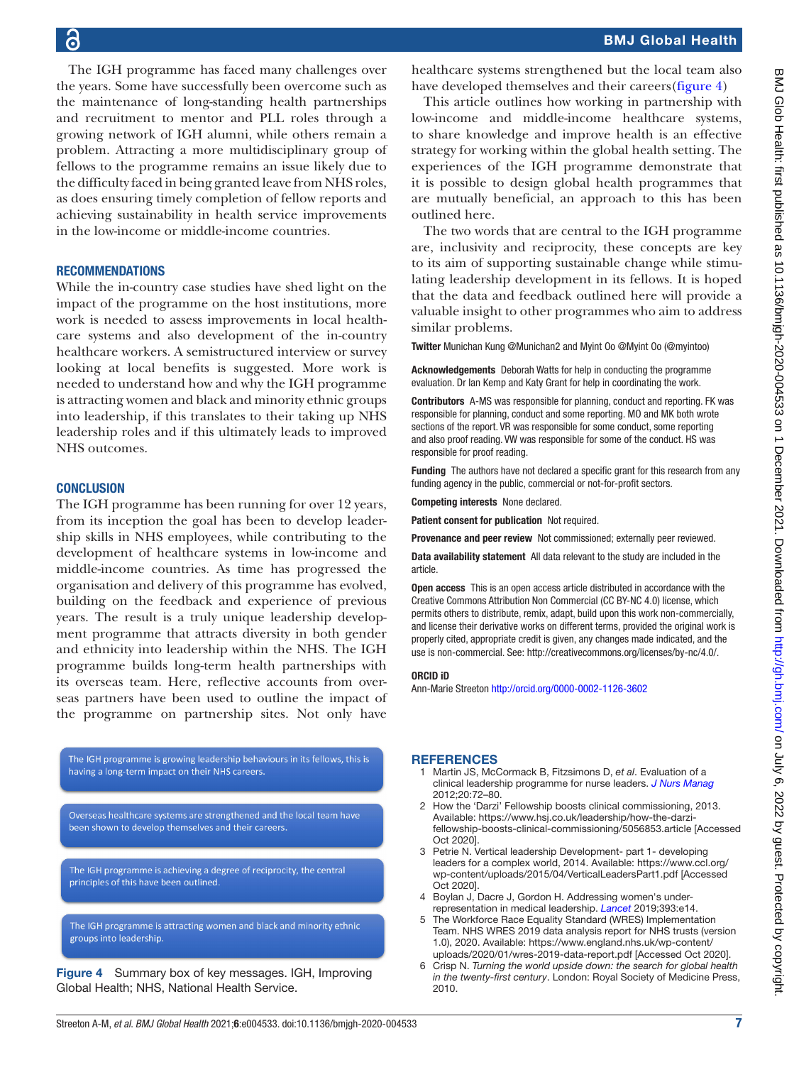The IGH programme has faced many challenges over the years. Some have successfully been overcome such as the maintenance of long-standing health partnerships and recruitment to mentor and PLL roles through a growing network of IGH alumni, while others remain a problem. Attracting a more multidisciplinary group of fellows to the programme remains an issue likely due to the difficulty faced in being granted leave from NHS roles, as does ensuring timely completion of fellow reports and achieving sustainability in health service improvements in the low-income or middle-income countries.

## RECOMMENDATIONS

While the in-country case studies have shed light on the impact of the programme on the host institutions, more work is needed to assess improvements in local healthcare systems and also development of the in-country healthcare workers. A semistructured interview or survey looking at local benefits is suggested. More work is needed to understand how and why the IGH programme is attracting women and black and minority ethnic groups into leadership, if this translates to their taking up NHS leadership roles and if this ultimately leads to improved NHS outcomes.

## CONCLUSION

The IGH programme has been running for over 12 years, from its inception the goal has been to develop leadership skills in NHS employees, while contributing to the development of healthcare systems in low-income and middle-income countries. As time has progressed the organisation and delivery of this programme has evolved, building on the feedback and experience of previous years. The result is a truly unique leadership development programme that attracts diversity in both gender and ethnicity into leadership within the NHS. The IGH programme builds long-term health partnerships with its overseas team. Here, reflective accounts from overseas partners have been used to outline the impact of the programme on partnership sites. Not only have healthcare systems strengthened but the local team also have developed themselves and their careers(figure 4)

This article outlines how working in partnership with low-income and middle-income healthcare systems, to share knowledge and improve health is an effective strategy for working within the global health setting. The experiences of the IGH programme demonstrate that it is possible to design global health programmes that are mutually beneficial, an approach to this has been outlined here.

The two words that are central to the IGH programme are, inclusivity and reciprocity, these concepts are key to its aim of supporting sustainable change while stimulating leadership development in its fellows. It is hoped that the data and feedback outlined here will provide a valuable insight to other programmes who aim to address similar problems.

The IGH programme is growing leadership behaviours in its fellows, this is having a long-term impact on their NHS careers.

Overseas healthcare systems are strengthened and the local team have been shown to develop themselves and their careers.

The IGH programme is achieving a degree of reciprocity, the central principles of this have been outlined.

The IGH programme is attracting women and black and minority ethnic groups into leadership.

**Figure 4** Summary box of key messages. IGH, Improving Global Health; NHS, National Health Service.

**Twitter** Munichan Kung @Munichan2 and Myint Oo @Myint Oo (@myintoo)

**Acknowledgements** Deborah Watts for help in conducting the programme evaluation. Dr Ian Kemp and Katy Grant for help in coordinating the work.

**Contributors** A-MS was responsible for planning, conduct and reporting. FK was responsible for planning, conduct and some reporting. MO and MK both wrote sections of the report. VR was responsible for some conduct, some reporting and also proof reading. VW was responsible for some of the conduct. HS was responsible for proof reading.

**Funding** The authors have not declared a specific grant for this research from any funding agency in the public, commercial or not-for-profit sectors.

**Competing interests** None declared.

**Patient consent for publication** Not required.

**Provenance and peer review** Not commissioned; externally peer reviewed.

**Data availability statement** All data relevant to the study are included in the article.

**Open access** This is an open access article distributed in accordance with the Creative Commons Attribution Non Commercial (CC BY-NC 4.0) license, which permits others to distribute, remix, adapt, build upon this work non-commercially, and license their derivative works on different terms, provided the original work is properly cited, appropriate credit is given, any changes made indicated, and the use is non-commercial. See: http://creativecommons.org/licenses/by-nc/4.0/.

**ORCID iD**

Ann-Marie Streeton http://orcid.org/0000-0002-1126-3602

## REFERENCES

1. Martin JS, McCormack B, Fitzsimons D, *et al*. Evaluation of a clinical leadership programme for nurse leaders. *J Nurs Manag* 2012;20:72–80.
2. How the 'Darzi' Fellowship boosts clinical commissioning, 2013. Available: https://www.hsj.co.uk/leadership/how-the-darzi-fellowship-boosts-clinical-commissioning/5056853.article [Accessed Oct 2020].
3. Petrie N. Vertical leadership Development- part 1- developing leaders for a complex world, 2014. Available: https://www.ccl.org/wp-content/uploads/2015/04/VerticalLeadersPart1.pdf [Accessed Oct 2020].
4. Boylan J, Dacre J, Gordon H. Addressing women's under-representation in medical leadership. *Lancet* 2019;393:e14.
5. The Workforce Race Equality Standard (WRES) Implementation Team. NHS WRES 2019 data analysis report for NHS trusts (version 1.0), 2020. Available: https://www.england.nhs.uk/wp-content/uploads/2020/01/wres-2019-data-report.pdf [Accessed Oct 2020].
6. Crisp N. *Turning the world upside down: the search for global health in the twenty-first century*. London: Royal Society of Medicine Press, 2010.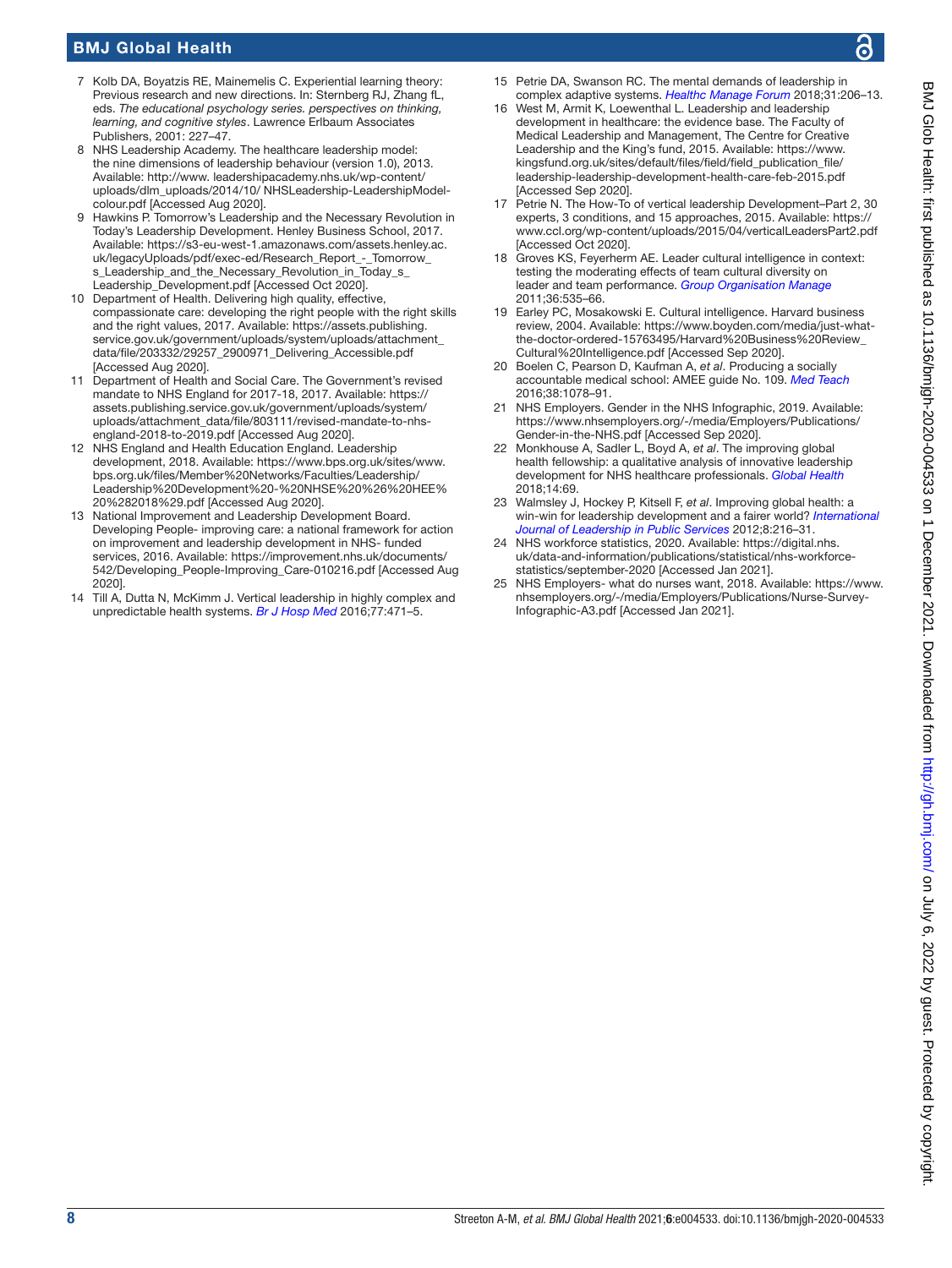7. Kolb DA, Boyatzis RE, Mainemelis C. Experiential learning theory: Previous research and new directions. In: Sternberg RJ, Zhang fL, eds. *The educational psychology series. perspectives on thinking, learning, and cognitive styles*. Lawrence Erlbaum Associates Publishers, 2001: 227–47.
8. NHS Leadership Academy. The healthcare leadership model: the nine dimensions of leadership behaviour (version 1.0), 2013. Available: http://www. leadershipacademy.nhs.uk/wp-content/uploads/dlm_uploads/2014/10/ NHSLeadership-LeadershipModel-colour.pdf [Accessed Aug 2020].
9. Hawkins P. Tomorrow's Leadership and the Necessary Revolution in Today's Leadership Development. Henley Business School, 2017. Available: https://s3-eu-west-1.amazonaws.com/assets.henley.ac.uk/legacyUploads/pdf/exec-ed/Research_Report_-_Tomorrow_s_Leadership_and_the_Necessary_Revolution_in_Today_s_Leadership_Development.pdf [Accessed Oct 2020].
10. Department of Health. Delivering high quality, effective, compassionate care: developing the right people with the right skills and the right values, 2017. Available: https://assets.publishing.service.gov.uk/government/uploads/system/uploads/attachment_data/file/203332/29257_2900971_Delivering_Accessible.pdf [Accessed Aug 2020].
11. Department of Health and Social Care. The Government's revised mandate to NHS England for 2017-18, 2017. Available: https://assets.publishing.service.gov.uk/government/uploads/system/uploads/attachment_data/file/803111/revised-mandate-to-nhs-england-2018-to-2019.pdf [Accessed Aug 2020].
12. NHS England and Health Education England. Leadership development, 2018. Available: https://www.bps.org.uk/sites/www.bps.org.uk/files/Member%20Networks/Faculties/Leadership/Leadership%20Development%20-%20NHSE%20%26%20HEE%20%282018%29.pdf [Accessed Aug 2020].
13. National Improvement and Leadership Development Board. Developing People- improving care: a national framework for action on improvement and leadership development in NHS- funded services, 2016. Available: https://improvement.nhs.uk/documents/542/Developing_People-Improving_Care-010216.pdf [Accessed Aug 2020].
14. Till A, Dutta N, McKimm J. Vertical leadership in highly complex and unpredictable health systems. *Br J Hosp Med* 2016;77:471–5.
15. Petrie DA, Swanson RC. The mental demands of leadership in complex adaptive systems. *Healthc Manage Forum* 2018;31:206–13.
16. West M, Armit K, Loewenthal L. Leadership and leadership development in healthcare: the evidence base. The Faculty of Medical Leadership and Management, The Centre for Creative Leadership and the King's fund, 2015. Available: https://www.kingsfund.org.uk/sites/default/files/field/field_publication_file/leadership-leadership-development-health-care-feb-2015.pdf [Accessed Sep 2020].
17. Petrie N. The How-To of vertical leadership Development–Part 2, 30 experts, 3 conditions, and 15 approaches, 2015. Available: https://www.ccl.org/wp-content/uploads/2015/04/verticalLeadersPart2.pdf [Accessed Oct 2020].
18. Groves KS, Feyerherm AE. Leader cultural intelligence in context: testing the moderating effects of team cultural diversity on leader and team performance. *Group Organisation Manage* 2011;36:535–66.
19. Earley PC, Mosakowski E. Cultural intelligence. Harvard business review, 2004. Available: https://www.boyden.com/media/just-what-the-doctor-ordered-15763495/Harvard%20Business%20Review_Cultural%20Intelligence.pdf [Accessed Sep 2020].
20. Boelen C, Pearson D, Kaufman A, *et al*. Producing a socially accountable medical school: AMEE guide No. 109. *Med Teach* 2016;38:1078–91.
21. NHS Employers. Gender in the NHS Infographic, 2019. Available: https://www.nhsemployers.org/-/media/Employers/Publications/Gender-in-the-NHS.pdf [Accessed Sep 2020].
22. Monkhouse A, Sadler L, Boyd A, *et al*. The improving global health fellowship: a qualitative analysis of innovative leadership development for NHS healthcare professionals. *Global Health* 2018;14:69.
23. Walmsley J, Hockey P, Kitsell F, *et al*. Improving global health: a win-win for leadership development and a fairer world? *International Journal of Leadership in Public Services* 2012;8:216–31.
24. NHS workforce statistics, 2020. Available: https://digital.nhs.uk/data-and-information/publications/statistical/nhs-workforce-statistics/september-2020 [Accessed Jan 2021].
25. NHS Employers- what do nurses want, 2018. Available: https://www.nhsemployers.org/-/media/Employers/Publications/Nurse-Survey-Infographic-A3.pdf [Accessed Jan 2021].